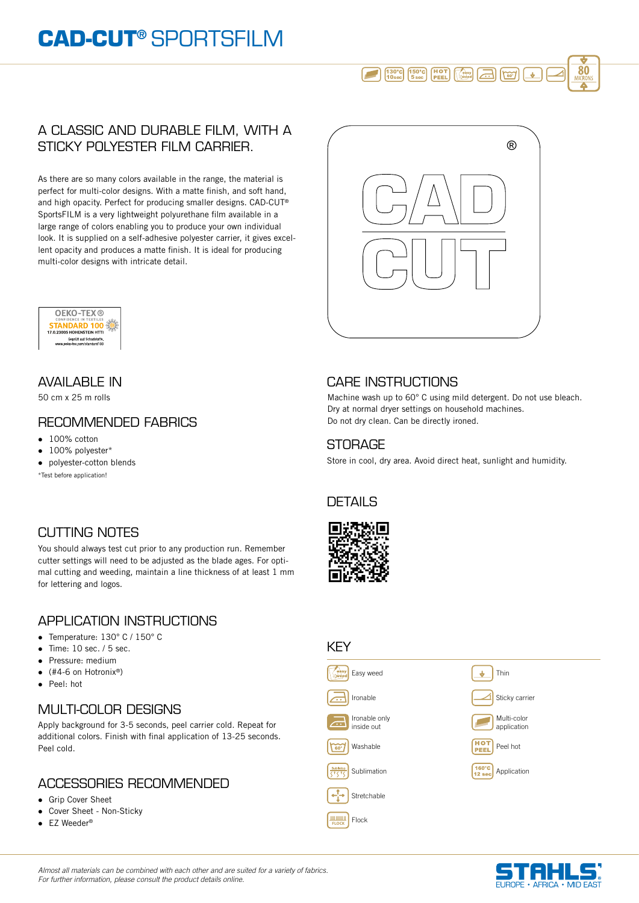# CAD-CUT® SPORTSFILM

## A CLASSIC AND DURABLE FILM, WITH A STICKY POLYESTER FILM CARRIER.

As there are so many colors available in the range, the material is perfect for multi-color designs. With a matte finish, and soft hand, and high opacity. Perfect for producing smaller designs. CAD-CUT® SportsFILM is a very lightweight polyurethane film available in a large range of colors enabling you to produce your own individual look. It is supplied on a self-adhesive polyester carrier, it gives excellent opacity and produces a matte finish. It is ideal for producing multi-color designs with intricate detail.

## AVAILABLE IN

50 cm x 25 m rolls

## RECOMMENDED FABRICS

- 100% cotton
- 100% polyester*
- polyester-cotton blends

*Test before application!

## CUTTING NOTES

You should always test cut prior to any production run. Remember cutter settings will need to be adjusted as the blade ages. For optimal cutting and weeding, maintain a line thickness of at least 1 mm for lettering and logos.

## APPLICATION INSTRUCTIONS

- Temperature: 130° C / 150° C
- Time: 10 sec. / 5 sec.
- Pressure: medium
- (#4-6 on Hotronix®)
- Peel: hot

## MULTI-COLOR DESIGNS

Apply background for 3-5 seconds, peel carrier cold. Repeat for additional colors. Finish with final application of 13-25 seconds. Peel cold.

## ACCESSORIES RECOMMENDED

- Grip Cover Sheet
- Cover Sheet - Non-Sticky
- EZ Weeder®

## CARE INSTRUCTIONS

Machine wash up to 60° C using mild detergent. Do not use bleach. Dry at normal dryer settings on household machines. Do not dry clean. Can be directly ironed.

## STORAGE

Store in cool, dry area. Avoid direct heat, sunlight and humidity.

## DETAILS

## KEY

- Easy weed
- Ironable
- Ironable only inside out
- Washable
- Sublimation
- Stretchable
- Flock
- Thin
- Sticky carrier
- Multi-color application
- Peel hot
- Application

*Almost all materials can be combined with each other and are suited for a variety of fabrics.*
*For further information, please consult the product details online.*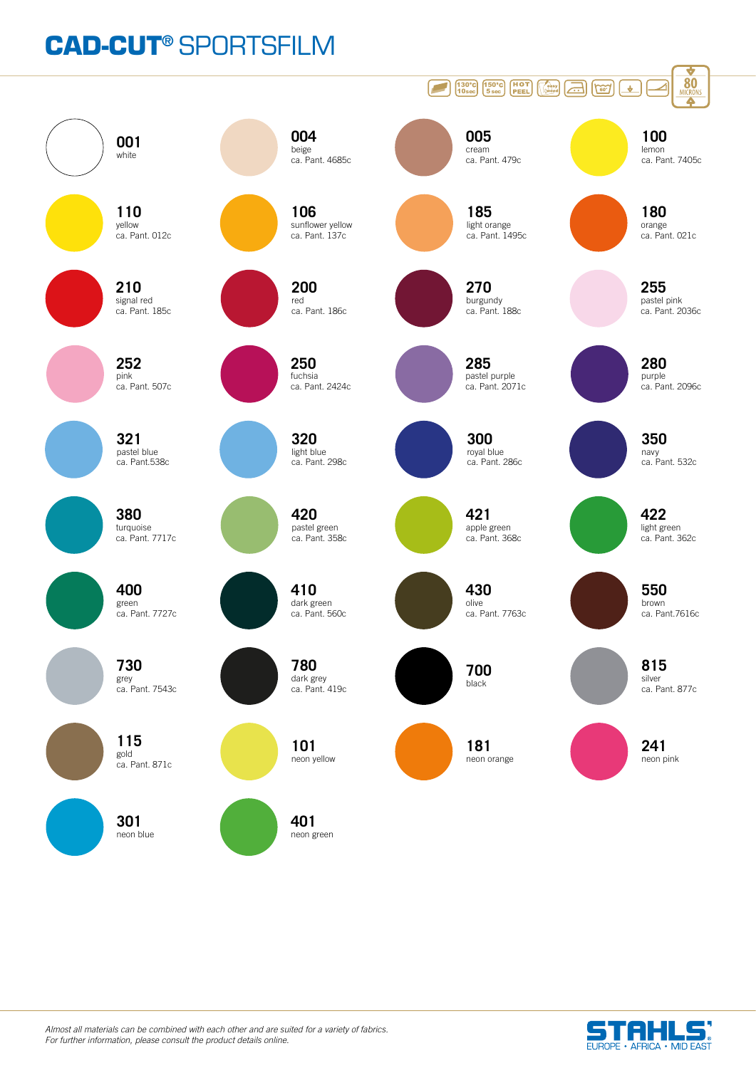# CAD-CUT® SPORTSFILM

130°C 10sec | 150°C 5sec | HOT PEEL | 60° | 80 MICRONS

**001**
white

**004**
beige
ca. Pant. 4685c

**005**
cream
ca. Pant. 479c

**100**
lemon
ca. Pant. 7405c

**110**
yellow
ca. Pant. 012c

**106**
sunflower yellow
ca. Pant. 137c

**185**
light orange
ca. Pant. 1495c

**180**
orange
ca. Pant. 021c

**210**
signal red
ca. Pant. 185c

**200**
red
ca. Pant. 186c

**270**
burgundy
ca. Pant. 188c

**255**
pastel pink
ca. Pant. 2036c

**252**
pink
ca. Pant. 507c

**250**
fuchsia
ca. Pant. 2424c

**285**
pastel purple
ca. Pant. 2071c

**280**
purple
ca. Pant. 2096c

**321**
pastel blue
ca. Pant.538c

**320**
light blue
ca. Pant. 298c

**300**
royal blue
ca. Pant. 286c

**350**
navy
ca. Pant. 532c

**380**
turquoise
ca. Pant. 7717c

**420**
pastel green
ca. Pant. 358c

**421**
apple green
ca. Pant. 368c

**422**
light green
ca. Pant. 362c

**400**
green
ca. Pant. 7727c

**410**
dark green
ca. Pant. 560c

**430**
olive
ca. Pant. 7763c

**550**
brown
ca. Pant.7616c

**730**
grey
ca. Pant. 7543c

**780**
dark grey
ca. Pant. 419c

**700**
black

**815**
silver
ca. Pant. 877c

**115**
gold
ca. Pant. 871c

**101**
neon yellow

**181**
neon orange

**241**
neon pink

**301**
neon blue

**401**
neon green

*Almost all materials can be combined with each other and are suited for a variety of fabrics.*
*For further information, please consult the product details online.*

STAHLS'® EUROPE • AFRICA • MID EAST